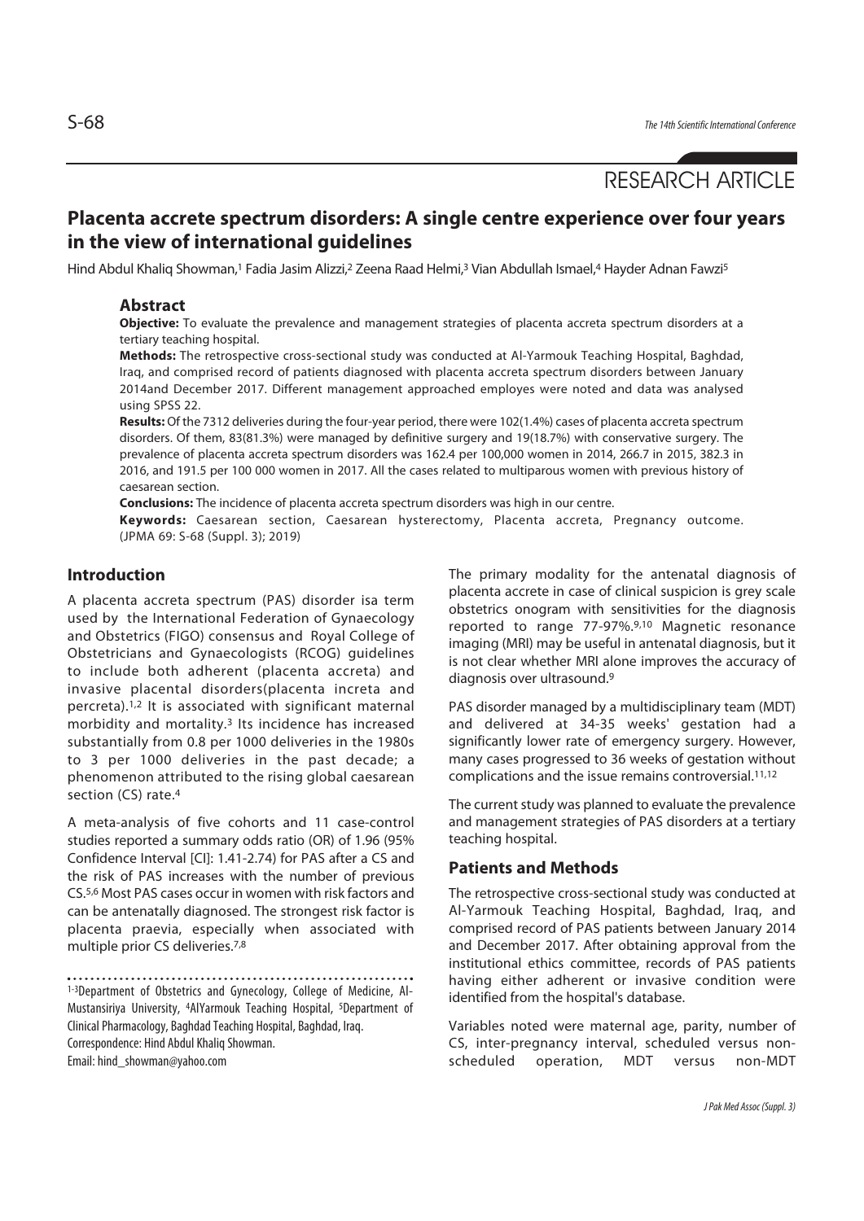RESEARCH ARTICLE

# Placenta accrete spectrum disorders: A single centre experience over four years in the view of international guidelines

Hind Abdul Khaliq Showman,[1] Fadia Jasim Alizzi,[2] Zeena Raad Helmi,[3] Vian Abdullah Ismael,[4] Hayder Adnan Fawzi[5]

## Abstract

**Objective:** To evaluate the prevalence and management strategies of placenta accreta spectrum disorders at a tertiary teaching hospital.

**Methods:** The retrospective cross-sectional study was conducted at Al-Yarmouk Teaching Hospital, Baghdad, Iraq, and comprised record of patients diagnosed with placenta accreta spectrum disorders between January 2014and December 2017. Different management approached employes were noted and data was analysed using SPSS 22.

**Results:** Of the 7312 deliveries during the four-year period, there were 102(1.4%) cases of placenta accreta spectrum disorders. Of them, 83(81.3%) were managed by definitive surgery and 19(18.7%) with conservative surgery. The prevalence of placenta accreta spectrum disorders was 162.4 per 100,000 women in 2014, 266.7 in 2015, 382.3 in 2016, and 191.5 per 100 000 women in 2017. All the cases related to multiparous women with previous history of caesarean section.

**Conclusions:** The incidence of placenta accreta spectrum disorders was high in our centre.

**Keywords:** Caesarean section, Caesarean hysterectomy, Placenta accreta, Pregnancy outcome. (JPMA 69: S-68 (Suppl. 3); 2019)

## Introduction

A placenta accreta spectrum (PAS) disorder isa term used by the International Federation of Gynaecology and Obstetrics (FIGO) consensus and Royal College of Obstetricians and Gynaecologists (RCOG) guidelines to include both adherent (placenta accreta) and invasive placental disorders(placenta increta and percreta).[1,2] It is associated with significant maternal morbidity and mortality.[3] Its incidence has increased substantially from 0.8 per 1000 deliveries in the 1980s to 3 per 1000 deliveries in the past decade; a phenomenon attributed to the rising global caesarean section (CS) rate.[4]

A meta-analysis of five cohorts and 11 case-control studies reported a summary odds ratio (OR) of 1.96 (95% Confidence Interval [CI]: 1.41-2.74) for PAS after a CS and the risk of PAS increases with the number of previous CS.[5,6] Most PAS cases occur in women with risk factors and can be antenatally diagnosed. The strongest risk factor is placenta praevia, especially when associated with multiple prior CS deliveries.[7,8]

[1-3]Department of Obstetrics and Gynecology, College of Medicine, Al-Mustansiriya University, [4]AlYarmouk Teaching Hospital, [5]Department of Clinical Pharmacology, Baghdad Teaching Hospital, Baghdad, Iraq.
Correspondence: Hind Abdul Khaliq Showman.
Email: hind_showman@yahoo.com

The primary modality for the antenatal diagnosis of placenta accrete in case of clinical suspicion is grey scale obstetrics onogram with sensitivities for the diagnosis reported to range 77-97%.[9,10] Magnetic resonance imaging (MRI) may be useful in antenatal diagnosis, but it is not clear whether MRI alone improves the accuracy of diagnosis over ultrasound.[9]

PAS disorder managed by a multidisciplinary team (MDT) and delivered at 34-35 weeks' gestation had a significantly lower rate of emergency surgery. However, many cases progressed to 36 weeks of gestation without complications and the issue remains controversial.[11,12]

The current study was planned to evaluate the prevalence and management strategies of PAS disorders at a tertiary teaching hospital.

## Patients and Methods

The retrospective cross-sectional study was conducted at Al-Yarmouk Teaching Hospital, Baghdad, Iraq, and comprised record of PAS patients between January 2014 and December 2017. After obtaining approval from the institutional ethics committee, records of PAS patients having either adherent or invasive condition were identified from the hospital's database.

Variables noted were maternal age, parity, number of CS, inter-pregnancy interval, scheduled versus non-scheduled operation, MDT versus non-MDT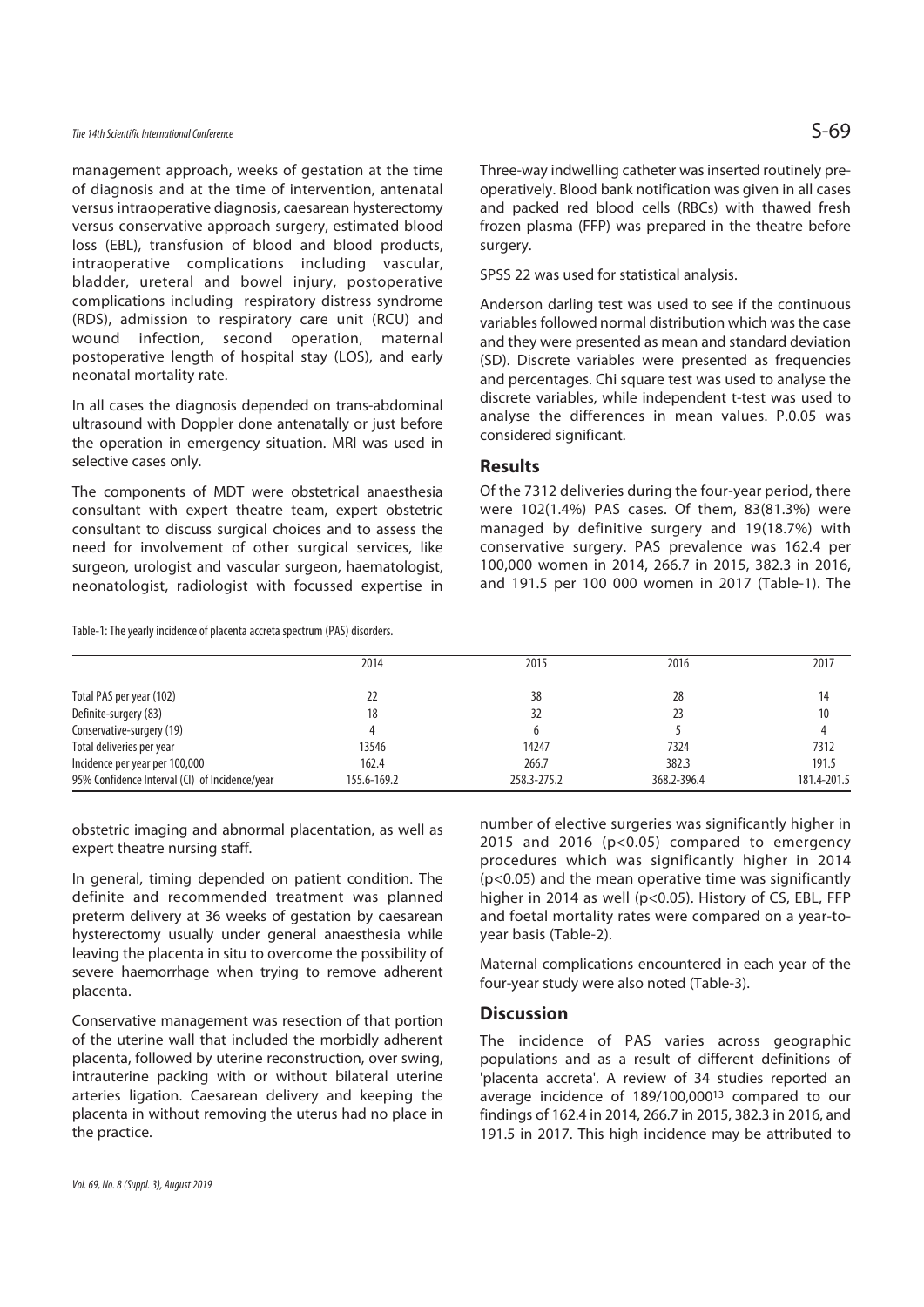management approach, weeks of gestation at the time of diagnosis and at the time of intervention, antenatal versus intraoperative diagnosis, caesarean hysterectomy versus conservative approach surgery, estimated blood loss (EBL), transfusion of blood and blood products, intraoperative complications including vascular, bladder, ureteral and bowel injury, postoperative complications including respiratory distress syndrome (RDS), admission to respiratory care unit (RCU) and wound infection, second operation, maternal postoperative length of hospital stay (LOS), and early neonatal mortality rate.

In all cases the diagnosis depended on trans-abdominal ultrasound with Doppler done antenatally or just before the operation in emergency situation. MRI was used in selective cases only.

The components of MDT were obstetrical anaesthesia consultant with expert theatre team, expert obstetric consultant to discuss surgical choices and to assess the need for involvement of other surgical services, like surgeon, urologist and vascular surgeon, haematologist, neonatologist, radiologist with focussed expertise in obstetric imaging and abnormal placentation, as well as expert theatre nursing staff.

In general, timing depended on patient condition. The definite and recommended treatment was planned preterm delivery at 36 weeks of gestation by caesarean hysterectomy usually under general anaesthesia while leaving the placenta in situ to overcome the possibility of severe haemorrhage when trying to remove adherent placenta.

Conservative management was resection of that portion of the uterine wall that included the morbidly adherent placenta, followed by uterine reconstruction, over swing, intrauterine packing with or without bilateral uterine arteries ligation. Caesarean delivery and keeping the placenta in without removing the uterus had no place in the practice.

Three-way indwelling catheter was inserted routinely pre-operatively. Blood bank notification was given in all cases and packed red blood cells (RBCs) with thawed fresh frozen plasma (FFP) was prepared in the theatre before surgery.

SPSS 22 was used for statistical analysis.

Anderson darling test was used to see if the continuous variables followed normal distribution which was the case and they were presented as mean and standard deviation (SD). Discrete variables were presented as frequencies and percentages. Chi square test was used to analyse the discrete variables, while independent t-test was used to analyse the differences in mean values. P.0.05 was considered significant.

## Results

Of the 7312 deliveries during the four-year period, there were 102(1.4%) PAS cases. Of them, 83(81.3%) were managed by definitive surgery and 19(18.7%) with conservative surgery. PAS prevalence was 162.4 per 100,000 women in 2014, 266.7 in 2015, 382.3 in 2016, and 191.5 per 100 000 women in 2017 (Table-1). The number of elective surgeries was significantly higher in 2015 and 2016 ($p<0.05$) compared to emergency procedures which was significantly higher in 2014 ($p<0.05$) and the mean operative time was significantly higher in 2014 as well ($p<0.05$). History of CS, EBL, FFP and foetal mortality rates were compared on a year-to-year basis (Table-2).

Table-1: The yearly incidence of placenta accreta spectrum (PAS) disorders.

| | 2014 | 2015 | 2016 | 2017 |
|---|---|---|---|---|
| Total PAS per year (102) | 22 | 38 | 28 | 14 |
| Definite-surgery (83) | 18 | 32 | 23 | 10 |
| Conservative-surgery (19) | 4 | 6 | 5 | 4 |
| Total deliveries per year | 13546 | 14247 | 7324 | 7312 |
| Incidence per year per 100,000 | 162.4 | 266.7 | 382.3 | 191.5 |
| 95% Confidence Interval (CI) of Incidence/year | 155.6-169.2 | 258.3-275.2 | 368.2-396.4 | 181.4-201.5 |

Maternal complications encountered in each year of the four-year study were also noted (Table-3).

## Discussion

The incidence of PAS varies across geographic populations and as a result of different definitions of 'placenta accreta'. A review of 34 studies reported an average incidence of 189/100,000[13] compared to our findings of 162.4 in 2014, 266.7 in 2015, 382.3 in 2016, and 191.5 in 2017. This high incidence may be attributed to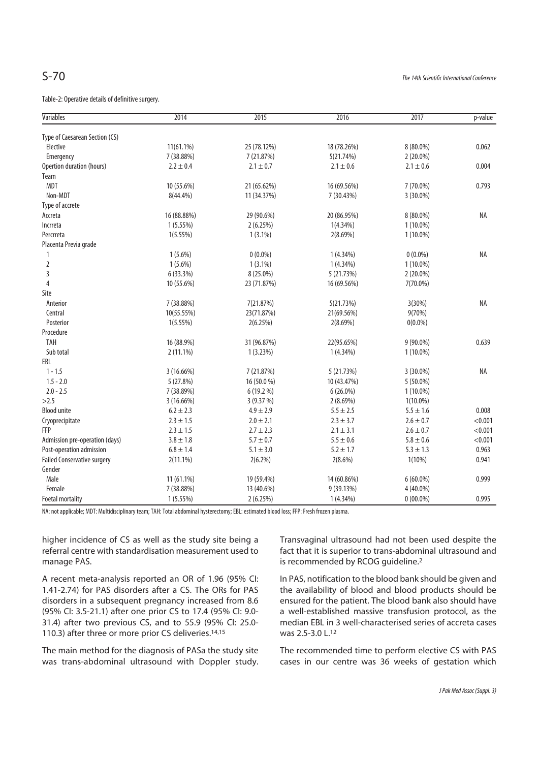Table-2: Operative details of definitive surgery.

| Variables | 2014 | 2015 | 2016 | 2017 | p-value |
|---|---|---|---|---|---|
| Type of Caesarean Section (CS) | | | | | |
| Elective | 11(61.1%) | 25 (78.12%) | 18 (78.26%) | 8 (80.0%) | 0.062 |
| Emergency | 7 (38.88%) | 7 (21.87%) | 5(21.74%) | 2 (20.0%) | |
| Opertion duration (hours) | 2.2 ± 0.4 | 2.1 ± 0.7 | 2.1 ± 0.6 | 2.1 ± 0.6 | 0.004 |
| Team | | | | | |
| MDT | 10 (55.6%) | 21 (65.62%) | 16 (69.56%) | 7 (70.0%) | 0.793 |
| Non-MDT | 8(44.4%) | 11 (34.37%) | 7 (30.43%) | 3 (30.0%) | |
| Type of accrete | | | | | |
| Accreta | 16 (88.88%) | 29 (90.6%) | 20 (86.95%) | 8 (80.0%) | NA |
| Incrreta | 1 (5.55%) | 2 (6.25%) | 1(4.34%) | 1 (10.0%) | |
| Percrreta | 1(5.55%) | 1 (3.1%) | 2(8.69%) | 1 (10.0%) | |
| Placenta Previa grade | | | | | |
| 1 | 1 (5.6%) | 0 (0.0%) | 1 (4.34%) | 0 (0.0%) | NA |
| 2 | 1 (5.6%) | 1 (3.1%) | 1 (4.34%) | 1 (10.0%) | |
| 3 | 6 (33.3%) | 8 (25.0%) | 5 (21.73%) | 2 (20.0%) | |
| 4 | 10 (55.6%) | 23 (71.87%) | 16 (69.56%) | 7(70.0%) | |
| Site | | | | | |
| Anterior | 7 (38.88%) | 7(21.87%) | 5(21.73%) | 3(30%) | NA |
| Central | 10(55.55%) | 23(71.87%) | 21(69.56%) | 9(70%) | |
| Posterior | 1(5.55%) | 2(6.25%) | 2(8.69%) | 0(0.0%) | |
| Procedure | | | | | |
| TAH | 16 (88.9%) | 31 (96.87%) | 22(95.65%) | 9 (90.0%) | 0.639 |
| Sub total | 2 (11.1%) | 1 (3.23%) | 1 (4.34%) | 1 (10.0%) | |
| EBL | | | | | |
| 1 - 1.5 | 3 (16.66%) | 7 (21.87%) | 5 (21.73%) | 3 (30.0%) | NA |
| 1.5 - 2.0 | 5 (27.8%) | 16 (50.0 %) | 10 (43.47%) | 5 (50.0%) | |
| 2.0 - 2.5 | 7 (38.89%) | 6 (19.2 %) | 6 (26.0%) | 1 (10.0%) | |
| >2.5 | 3 (16.66%) | 3 (9.37 %) | 2 (8.69%) | 1(10.0%) | |
| Blood unite | 6.2 ± 2.3 | 4.9 ± 2.9 | 5.5 ± 2.5 | 5.5 ± 1.6 | 0.008 |
| Cryoprecipitate | 2.3 ± 1.5 | 2.0 ± 2.1 | 2.3 ± 3.7 | 2.6 ± 0.7 | <0.001 |
| FFP | 2.3 ± 1.5 | 2.7 ± 2.3 | 2.1 ± 3.1 | 2.6 ± 0.7 | <0.001 |
| Admission pre-operation (days) | 3.8 ± 1.8 | 5.7 ± 0.7 | 5.5 ± 0.6 | 5.8 ± 0.6 | <0.001 |
| Post-operation admission | 6.8 ± 1.4 | 5.1 ± 3.0 | 5.2 ± 1.7 | 5.3 ± 1.3 | 0.963 |
| Failed Conservative surgery | 2(11.1%) | 2(6.2%) | 2(8.6%) | 1(10%) | 0.941 |
| Gender | | | | | |
| Male | 11 (61.1%) | 19 (59.4%) | 14 (60.86%) | 6 (60.0%) | 0.999 |
| Female | 7 (38.88%) | 13 (40.6%) | 9 (39.13%) | 4 (40.0%) | |
| Foetal mortality | 1 (5.55%) | 2 (6.25%) | 1 (4.34%) | 0 (00.0%) | 0.995 |

NA: not applicable; MDT: Multidisciplinary team; TAH: Total abdominal hysterectomy; EBL: estimated blood loss; FFP: Fresh frozen plasma.

higher incidence of CS as well as the study site being a referral centre with standardisation measurement used to manage PAS.

A recent meta-analysis reported an OR of 1.96 (95% CI: 1.41-2.74) for PAS disorders after a CS. The ORs for PAS disorders in a subsequent pregnancy increased from 8.6 (95% CI: 3.5-21.1) after one prior CS to 17.4 (95% CI: 9.0-31.4) after two previous CS, and to 55.9 (95% CI: 25.0-110.3) after three or more prior CS deliveries.[14,15]

The main method for the diagnosis of PASa the study site was trans-abdominal ultrasound with Doppler study. Transvaginal ultrasound had not been used despite the fact that it is superior to trans-abdominal ultrasound and is recommended by RCOG guideline.[2]

In PAS, notification to the blood bank should be given and the availability of blood and blood products should be ensured for the patient. The blood bank also should have a well-established massive transfusion protocol, as the median EBL in 3 well-characterised series of accreta cases was 2.5-3.0 L.[12]

The recommended time to perform elective CS with PAS cases in our centre was 36 weeks of gestation which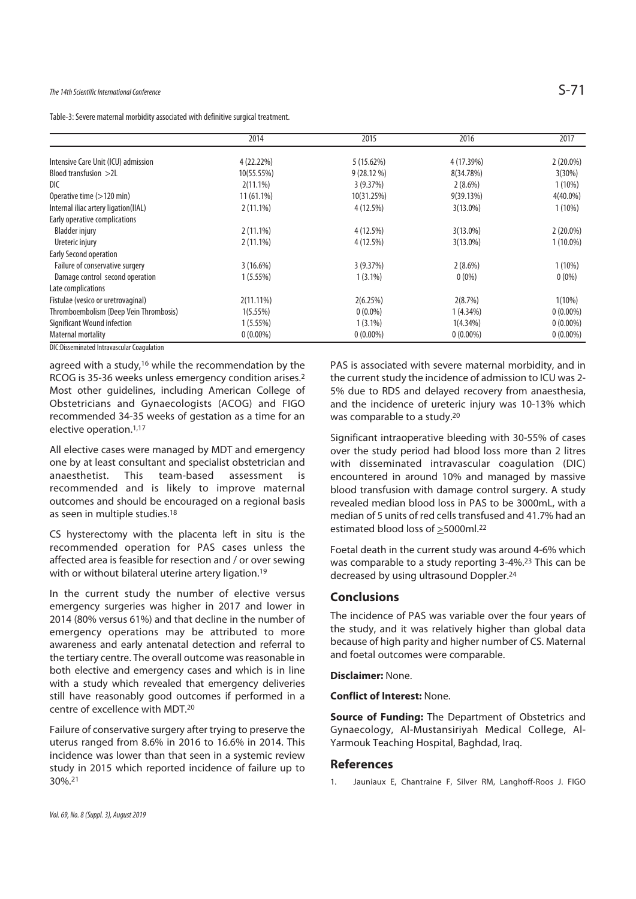Table-3: Severe maternal morbidity associated with definitive surgical treatment.

| | 2014 | 2015 | 2016 | 2017 |
|---|---|---|---|---|
| Intensive Care Unit (ICU) admission | 4 (22.22%) | 5 (15.62%) | 4 (17.39%) | 2 (20.0%) |
| Blood transfusion >2L | 10(55.55%) | 9 (28.12 %) | 8(34.78%) | 3(30%) |
| DIC | 2(11.1%) | 3 (9.37%) | 2 (8.6%) | 1 (10%) |
| Operative time (>120 min) | 11 (61.1%) | 10(31.25%) | 9(39.13%) | 4(40.0%) |
| Internal iliac artery ligation(IIAL) | 2 (11.1%) | 4 (12.5%) | 3(13.0%) | 1 (10%) |
| Early operative complications | | | | |
| Bladder injury | 2 (11.1%) | 4 (12.5%) | 3(13.0%) | 2 (20.0%) |
| Ureteric injury | 2 (11.1%) | 4 (12.5%) | 3(13.0%) | 1 (10.0%) |
| Early Second operation | | | | |
| Failure of conservative surgery | 3 (16.6%) | 3 (9.37%) | 2 (8.6%) | 1 (10%) |
| Damage control second operation | 1 (5.55%) | 1 (3.1%) | 0 (0%) | 0 (0%) |
| Late complications | | | | |
| Fistulae (vesico or uretrovaginal) | 2(11.11%) | 2(6.25%) | 2(8.7%) | 1(10%) |
| Thromboembolism (Deep Vein Thrombosis) | 1(5.55%) | 0 (0.0%) | 1 (4.34%) | 0 (0.00%) |
| Significant Wound infection | 1 (5.55%) | 1 (3.1%) | 1(4.34%) | 0 (0.00%) |
| Maternal mortality | 0 (0.00%) | 0 (0.00%) | 0 (0.00%) | 0 (0.00%) |

DIC:Disseminated Intravascular Coagulation

agreed with a study,[16] while the recommendation by the RCOG is 35-36 weeks unless emergency condition arises.[2] Most other guidelines, including American College of Obstetricians and Gynaecologists (ACOG) and FIGO recommended 34-35 weeks of gestation as a time for an elective operation.[1,17]

All elective cases were managed by MDT and emergency one by at least consultant and specialist obstetrician and anaesthetist. This team-based assessment is recommended and is likely to improve maternal outcomes and should be encouraged on a regional basis as seen in multiple studies.[18]

CS hysterectomy with the placenta left in situ is the recommended operation for PAS cases unless the affected area is feasible for resection and / or over sewing with or without bilateral uterine artery ligation.[19]

In the current study the number of elective versus emergency surgeries was higher in 2017 and lower in 2014 (80% versus 61%) and that decline in the number of emergency operations may be attributed to more awareness and early antenatal detection and referral to the tertiary centre. The overall outcome was reasonable in both elective and emergency cases and which is in line with a study which revealed that emergency deliveries still have reasonably good outcomes if performed in a centre of excellence with MDT.[20]

Failure of conservative surgery after trying to preserve the uterus ranged from 8.6% in 2016 to 16.6% in 2014. This incidence was lower than that seen in a systemic review study in 2015 which reported incidence of failure up to 30%.[21]

PAS is associated with severe maternal morbidity, and in the current study the incidence of admission to ICU was 2-5% due to RDS and delayed recovery from anaesthesia, and the incidence of ureteric injury was 10-13% which was comparable to a study.[20]

Significant intraoperative bleeding with 30-55% of cases over the study period had blood loss more than 2 litres with disseminated intravascular coagulation (DIC) encountered in around 10% and managed by massive blood transfusion with damage control surgery. A study revealed median blood loss in PAS to be 3000mL, with a median of 5 units of red cells transfused and 41.7% had an estimated blood loss of ≥5000ml.[22]

Foetal death in the current study was around 4-6% which was comparable to a study reporting 3-4%.[23] This can be decreased by using ultrasound Doppler.[24]

## Conclusions

The incidence of PAS was variable over the four years of the study, and it was relatively higher than global data because of high parity and higher number of CS. Maternal and foetal outcomes were comparable.

**Disclaimer:** None.

**Conflict of Interest:** None.

**Source of Funding:** The Department of Obstetrics and Gynaecology, Al-Mustansiriyah Medical College, Al-Yarmouk Teaching Hospital, Baghdad, Iraq.

## References

1. Jauniaux E, Chantraine F, Silver RM, Langhoff-Roos J. FIGO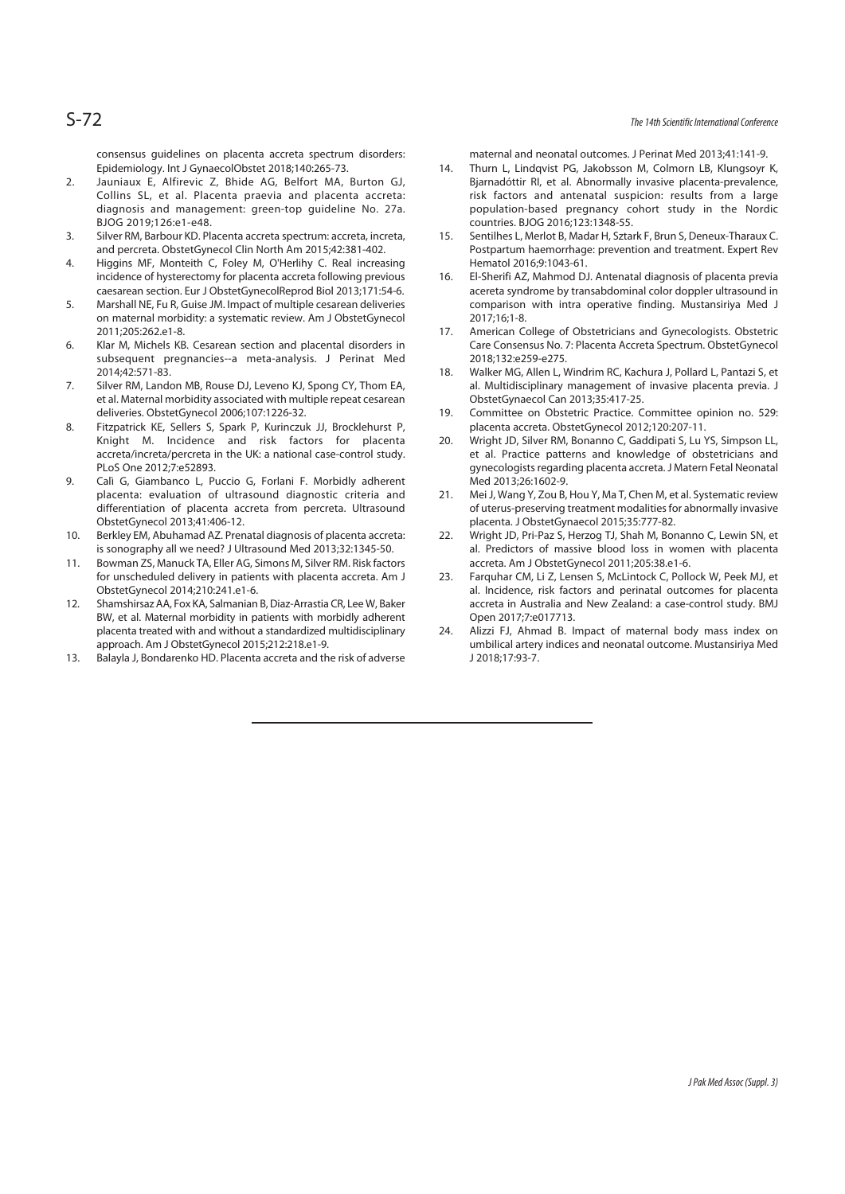consensus guidelines on placenta accreta spectrum disorders: Epidemiology. Int J GynaecolObstet 2018;140:265-73.

2. Jauniaux E, Alfirevic Z, Bhide AG, Belfort MA, Burton GJ, Collins SL, et al. Placenta praevia and placenta accreta: diagnosis and management: green-top guideline No. 27a. BJOG 2019;126:e1-e48.
3. Silver RM, Barbour KD. Placenta accreta spectrum: accreta, increta, and percreta. ObstetGynecol Clin North Am 2015;42:381-402.
4. Higgins MF, Monteith C, Foley M, O'Herlihy C. Real increasing incidence of hysterectomy for placenta accreta following previous caesarean section. Eur J ObstetGynecolReprod Biol 2013;171:54-6.
5. Marshall NE, Fu R, Guise JM. Impact of multiple cesarean deliveries on maternal morbidity: a systematic review. Am J ObstetGynecol 2011;205:262.e1-8.
6. Klar M, Michels KB. Cesarean section and placental disorders in subsequent pregnancies--a meta-analysis. J Perinat Med 2014;42:571-83.
7. Silver RM, Landon MB, Rouse DJ, Leveno KJ, Spong CY, Thom EA, et al. Maternal morbidity associated with multiple repeat cesarean deliveries. ObstetGynecol 2006;107:1226-32.
8. Fitzpatrick KE, Sellers S, Spark P, Kurinczuk JJ, Brocklehurst P, Knight M. Incidence and risk factors for placenta accreta/increta/percreta in the UK: a national case-control study. PLoS One 2012;7:e52893.
9. Calì G, Giambanco L, Puccio G, Forlani F. Morbidly adherent placenta: evaluation of ultrasound diagnostic criteria and differentiation of placenta accreta from percreta. Ultrasound ObstetGynecol 2013;41:406-12.
10. Berkley EM, Abuhamad AZ. Prenatal diagnosis of placenta accreta: is sonography all we need? J Ultrasound Med 2013;32:1345-50.
11. Bowman ZS, Manuck TA, Eller AG, Simons M, Silver RM. Risk factors for unscheduled delivery in patients with placenta accreta. Am J ObstetGynecol 2014;210:241.e1-6.
12. Shamshirsaz AA, Fox KA, Salmanian B, Diaz-Arrastia CR, Lee W, Baker BW, et al. Maternal morbidity in patients with morbidly adherent placenta treated with and without a standardized multidisciplinary approach. Am J ObstetGynecol 2015;212:218.e1-9.
13. Balayla J, Bondarenko HD. Placenta accreta and the risk of adverse maternal and neonatal outcomes. J Perinat Med 2013;41:141-9.
14. Thurn L, Lindqvist PG, Jakobsson M, Colmorn LB, Klungsoyr K, Bjarnadóttir RI, et al. Abnormally invasive placenta-prevalence, risk factors and antenatal suspicion: results from a large population-based pregnancy cohort study in the Nordic countries. BJOG 2016;123:1348-55.
15. Sentilhes L, Merlot B, Madar H, Sztark F, Brun S, Deneux-Tharaux C. Postpartum haemorrhage: prevention and treatment. Expert Rev Hematol 2016;9:1043-61.
16. El-Sherifi AZ, Mahmod DJ. Antenatal diagnosis of placenta previa acereta syndrome by transabdominal color doppler ultrasound in comparison with intra operative finding. Mustansiriya Med J 2017;16;1-8.
17. American College of Obstetricians and Gynecologists. Obstetric Care Consensus No. 7: Placenta Accreta Spectrum. ObstetGynecol 2018;132:e259-e275.
18. Walker MG, Allen L, Windrim RC, Kachura J, Pollard L, Pantazi S, et al. Multidisciplinary management of invasive placenta previa. J ObstetGynaecol Can 2013;35:417-25.
19. Committee on Obstetric Practice. Committee opinion no. 529: placenta accreta. ObstetGynecol 2012;120:207-11.
20. Wright JD, Silver RM, Bonanno C, Gaddipati S, Lu YS, Simpson LL, et al. Practice patterns and knowledge of obstetricians and gynecologists regarding placenta accreta. J Matern Fetal Neonatal Med 2013;26:1602-9.
21. Mei J, Wang Y, Zou B, Hou Y, Ma T, Chen M, et al. Systematic review of uterus-preserving treatment modalities for abnormally invasive placenta. J ObstetGynaecol 2015;35:777-82.
22. Wright JD, Pri-Paz S, Herzog TJ, Shah M, Bonanno C, Lewin SN, et al. Predictors of massive blood loss in women with placenta accreta. Am J ObstetGynecol 2011;205:38.e1-6.
23. Farquhar CM, Li Z, Lensen S, McLintock C, Pollock W, Peek MJ, et al. Incidence, risk factors and perinatal outcomes for placenta accreta in Australia and New Zealand: a case-control study. BMJ Open 2017;7:e017713.
24. Alizzi FJ, Ahmad B. Impact of maternal body mass index on umbilical artery indices and neonatal outcome. Mustansiriya Med J 2018;17:93-7.